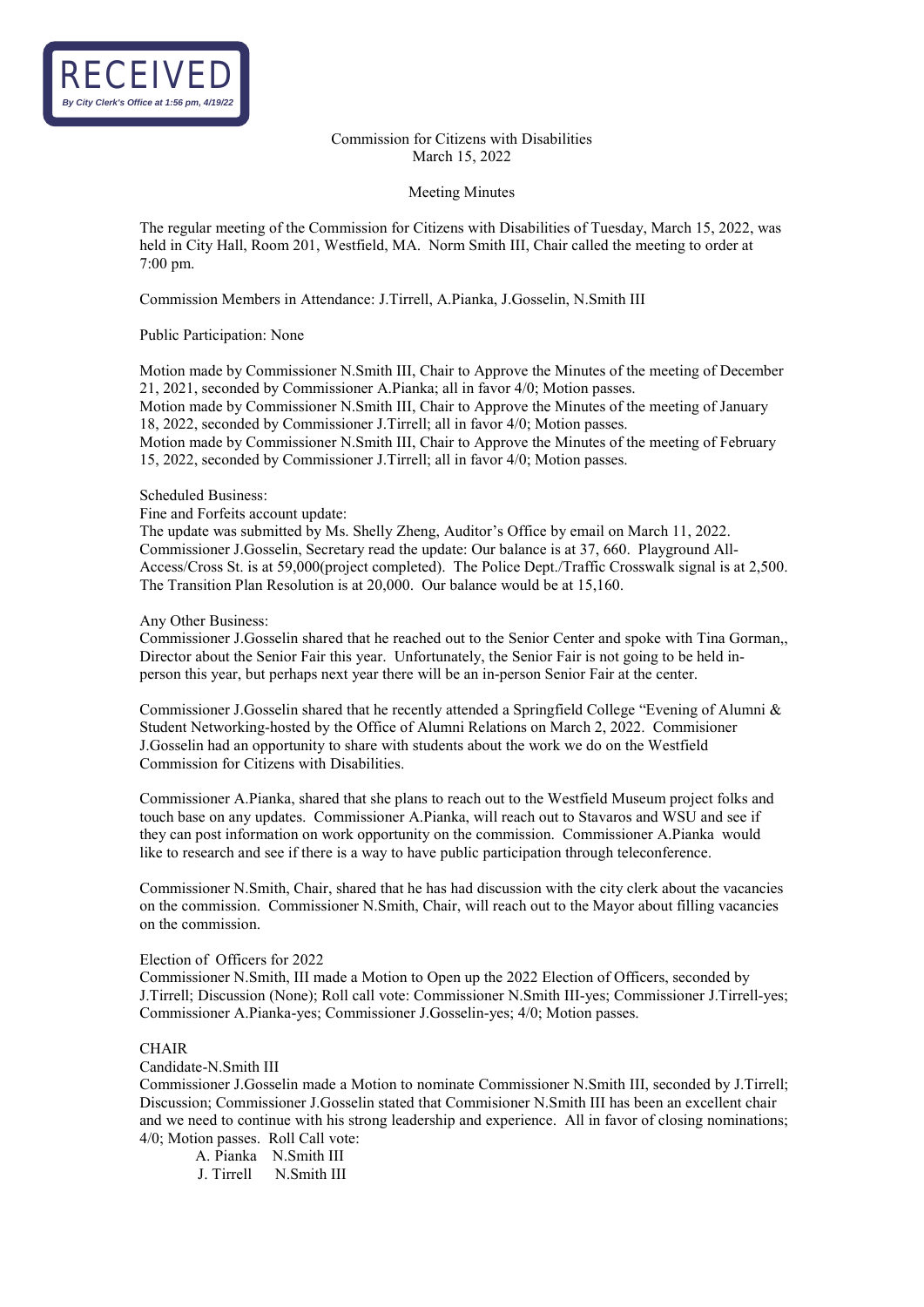RECEIVED
*By City Clerk's Office at 1:56 pm, 4/19/22*

Commission for Citizens with Disabilities
March 15, 2022

Meeting Minutes

The regular meeting of the Commission for Citizens with Disabilities of Tuesday, March 15, 2022, was held in City Hall, Room 201, Westfield, MA. Norm Smith III, Chair called the meeting to order at 7:00 pm.

Commission Members in Attendance: J.Tirrell, A.Pianka, J.Gosselin, N.Smith III

Public Participation: None

Motion made by Commissioner N.Smith III, Chair to Approve the Minutes of the meeting of December 21, 2021, seconded by Commissioner A.Pianka; all in favor 4/0; Motion passes.
Motion made by Commissioner N.Smith III, Chair to Approve the Minutes of the meeting of January 18, 2022, seconded by Commissioner J.Tirrell; all in favor 4/0; Motion passes.
Motion made by Commissioner N.Smith III, Chair to Approve the Minutes of the meeting of February 15, 2022, seconded by Commissioner J.Tirrell; all in favor 4/0; Motion passes.

Scheduled Business:
Fine and Forfeits account update:
The update was submitted by Ms. Shelly Zheng, Auditor's Office by email on March 11, 2022. Commissioner J.Gosselin, Secretary read the update: Our balance is at 37, 660. Playground All-Access/Cross St. is at 59,000(project completed). The Police Dept./Traffic Crosswalk signal is at 2,500. The Transition Plan Resolution is at 20,000. Our balance would be at 15,160.

Any Other Business:
Commissioner J.Gosselin shared that he reached out to the Senior Center and spoke with Tina Gorman,, Director about the Senior Fair this year. Unfortunately, the Senior Fair is not going to be held in-person this year, but perhaps next year there will be an in-person Senior Fair at the center.

Commissioner J.Gosselin shared that he recently attended a Springfield College "Evening of Alumni & Student Networking-hosted by the Office of Alumni Relations on March 2, 2022. Commisioner J.Gosselin had an opportunity to share with students about the work we do on the Westfield Commission for Citizens with Disabilities.

Commissioner A.Pianka, shared that she plans to reach out to the Westfield Museum project folks and touch base on any updates. Commissioner A.Pianka, will reach out to Stavaros and WSU and see if they can post information on work opportunity on the commission. Commissioner A.Pianka would like to research and see if there is a way to have public participation through teleconference.

Commissioner N.Smith, Chair, shared that he has had discussion with the city clerk about the vacancies on the commission. Commissioner N.Smith, Chair, will reach out to the Mayor about filling vacancies on the commission.

Election of Officers for 2022
Commissioner N.Smith, III made a Motion to Open up the 2022 Election of Officers, seconded by J.Tirrell; Discussion (None); Roll call vote: Commissioner N.Smith III-yes; Commissioner J.Tirrell-yes; Commissioner A.Pianka-yes; Commissioner J.Gosselin-yes; 4/0; Motion passes.

CHAIR
Candidate-N.Smith III
Commissioner J.Gosselin made a Motion to nominate Commissioner N.Smith III, seconded by J.Tirrell; Discussion; Commissioner J.Gosselin stated that Commisioner N.Smith III has been an excellent chair and we need to continue with his strong leadership and experience. All in favor of closing nominations; 4/0; Motion passes. Roll Call vote:

A. Pianka N.Smith III
J. Tirrell N.Smith III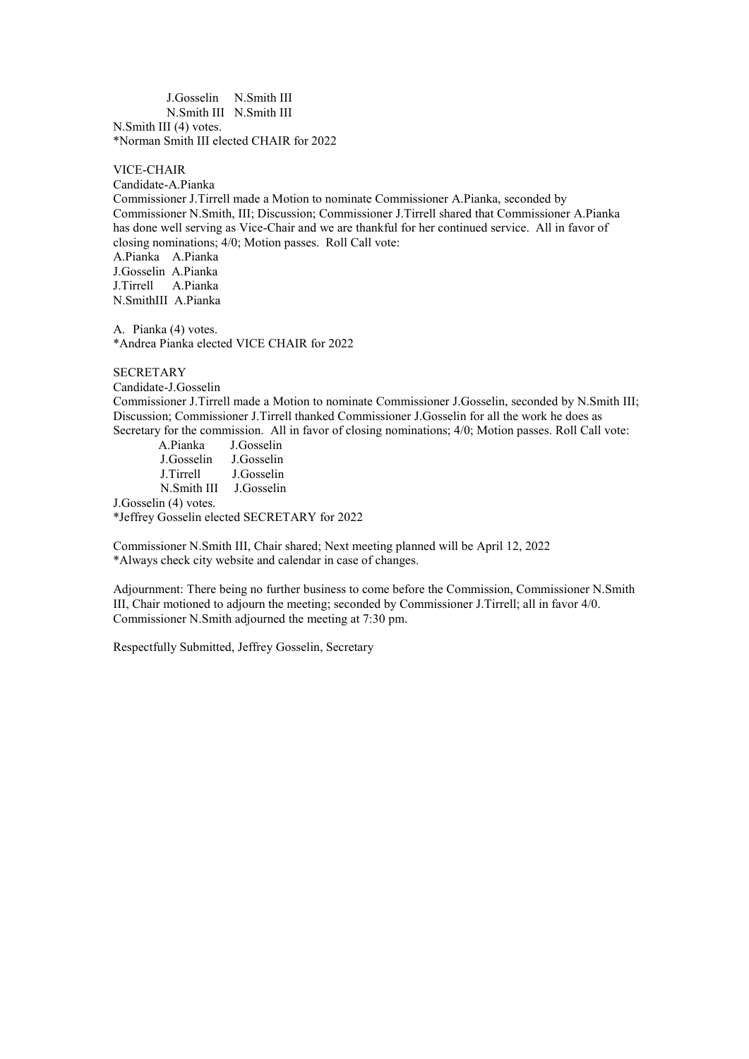J.Gosselin N.Smith III
N.Smith III N.Smith III
N.Smith III (4) votes.
*Norman Smith III elected CHAIR for 2022

VICE-CHAIR
Candidate-A.Pianka
Commissioner J.Tirrell made a Motion to nominate Commissioner A.Pianka, seconded by Commissioner N.Smith, III; Discussion; Commissioner J.Tirrell shared that Commissioner A.Pianka has done well serving as Vice-Chair and we are thankful for her continued service. All in favor of closing nominations; 4/0; Motion passes. Roll Call vote:
A.Pianka A.Pianka
J.Gosselin A.Pianka
J.Tirrell A.Pianka
N.SmithIII A.Pianka

A. Pianka (4) votes.
*Andrea Pianka elected VICE CHAIR for 2022

SECRETARY
Candidate-J.Gosselin
Commissioner J.Tirrell made a Motion to nominate Commissioner J.Gosselin, seconded by N.Smith III; Discussion; Commissioner J.Tirrell thanked Commissioner J.Gosselin for all the work he does as Secretary for the commission. All in favor of closing nominations; 4/0; Motion passes. Roll Call vote:
A.Pianka J.Gosselin
J.Gosselin J.Gosselin
J.Tirrell J.Gosselin
N.Smith III J.Gosselin
J.Gosselin (4) votes.
*Jeffrey Gosselin elected SECRETARY for 2022

Commissioner N.Smith III, Chair shared; Next meeting planned will be April 12, 2022
*Always check city website and calendar in case of changes.

Adjournment: There being no further business to come before the Commission, Commissioner N.Smith III, Chair motioned to adjourn the meeting; seconded by Commissioner J.Tirrell; all in favor 4/0. Commissioner N.Smith adjourned the meeting at 7:30 pm.

Respectfully Submitted, Jeffrey Gosselin, Secretary